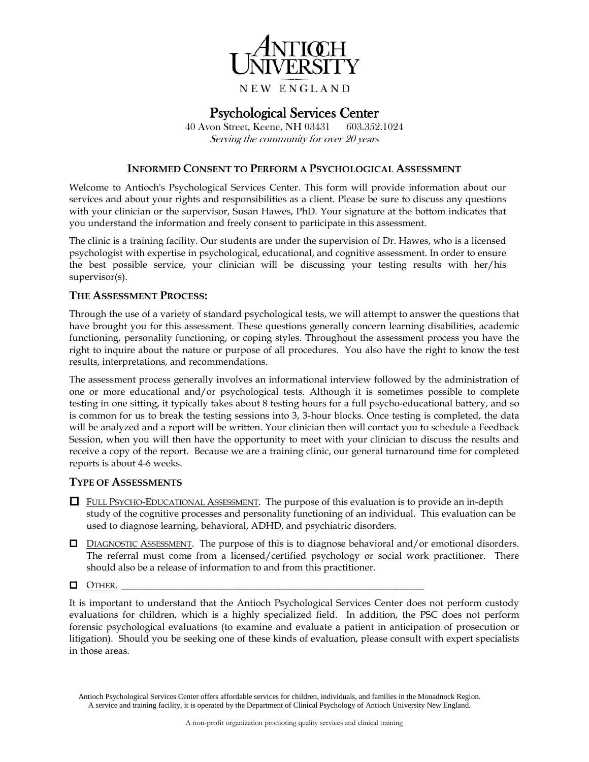ANTIOCH UNIVERSITY

NEW ENGLAND

# Psychological Services Center

40 Avon Street, Keene, NH 03431 603.352.1024

*Serving the community for over 20 years*

## INFORMED CONSENT TO PERFORM A PSYCHOLOGICAL ASSESSMENT

Welcome to Antioch's Psychological Services Center. This form will provide information about our services and about your rights and responsibilities as a client. Please be sure to discuss any questions with your clinician or the supervisor, Susan Hawes, PhD. Your signature at the bottom indicates that you understand the information and freely consent to participate in this assessment.

The clinic is a training facility. Our students are under the supervision of Dr. Hawes, who is a licensed psychologist with expertise in psychological, educational, and cognitive assessment. In order to ensure the best possible service, your clinician will be discussing your testing results with her/his supervisor(s).

### THE ASSESSMENT PROCESS:

Through the use of a variety of standard psychological tests, we will attempt to answer the questions that have brought you for this assessment. These questions generally concern learning disabilities, academic functioning, personality functioning, or coping styles. Throughout the assessment process you have the right to inquire about the nature or purpose of all procedures. You also have the right to know the test results, interpretations, and recommendations.

The assessment process generally involves an informational interview followed by the administration of one or more educational and/or psychological tests. Although it is sometimes possible to complete testing in one sitting, it typically takes about 8 testing hours for a full psycho-educational battery, and so is common for us to break the testing sessions into 3, 3-hour blocks. Once testing is completed, the data will be analyzed and a report will be written. Your clinician then will contact you to schedule a Feedback Session, when you will then have the opportunity to meet with your clinician to discuss the results and receive a copy of the report. Because we are a training clinic, our general turnaround time for completed reports is about 4-6 weeks.

### TYPE OF ASSESSMENTS

- ☐ FULL PSYCHO-EDUCATIONAL ASSESSMENT. The purpose of this evaluation is to provide an in-depth study of the cognitive processes and personality functioning of an individual. This evaluation can be used to diagnose learning, behavioral, ADHD, and psychiatric disorders.
- ☐ DIAGNOSTIC ASSESSMENT. The purpose of this is to diagnose behavioral and/or emotional disorders. The referral must come from a licensed/certified psychology or social work practitioner. There should also be a release of information to and from this practitioner.
- ☐ OTHER. ________________________________________________________________

It is important to understand that the Antioch Psychological Services Center does not perform custody evaluations for children, which is a highly specialized field. In addition, the PSC does not perform forensic psychological evaluations (to examine and evaluate a patient in anticipation of prosecution or litigation). Should you be seeking one of these kinds of evaluation, please consult with expert specialists in those areas.

Antioch Psychological Services Center offers affordable services for children, individuals, and families in the Monadnock Region. A service and training facility, it is operated by the Department of Clinical Psychology of Antioch University New England.

A non-profit organization promoting quality services and clinical training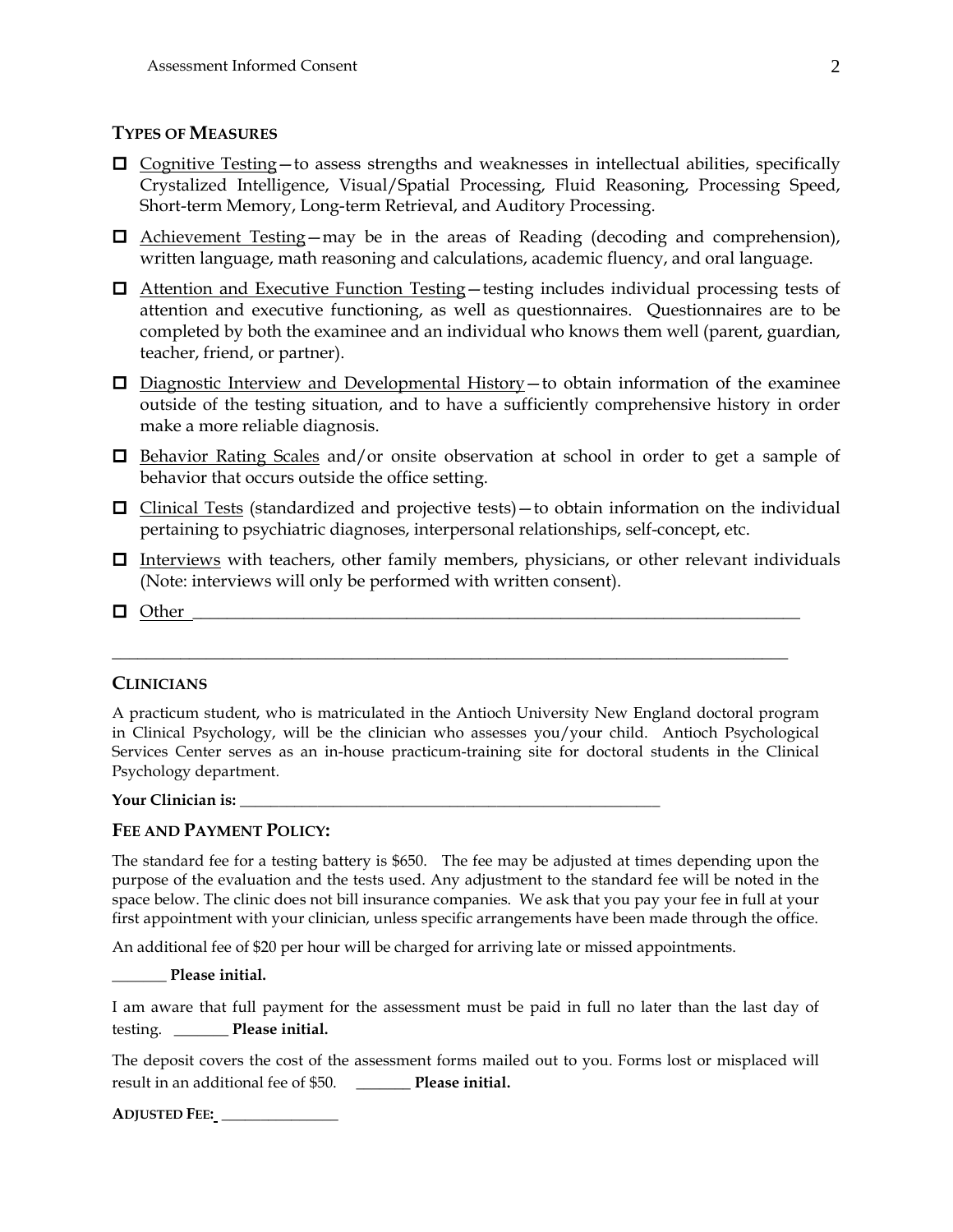## TYPES OF MEASURES

- ☐ Cognitive Testing—to assess strengths and weaknesses in intellectual abilities, specifically Crystalized Intelligence, Visual/Spatial Processing, Fluid Reasoning, Processing Speed, Short-term Memory, Long-term Retrieval, and Auditory Processing.
- ☐ Achievement Testing—may be in the areas of Reading (decoding and comprehension), written language, math reasoning and calculations, academic fluency, and oral language.
- ☐ Attention and Executive Function Testing—testing includes individual processing tests of attention and executive functioning, as well as questionnaires. Questionnaires are to be completed by both the examinee and an individual who knows them well (parent, guardian, teacher, friend, or partner).
- ☐ Diagnostic Interview and Developmental History—to obtain information of the examinee outside of the testing situation, and to have a sufficiently comprehensive history in order make a more reliable diagnosis.
- ☐ Behavior Rating Scales and/or onsite observation at school in order to get a sample of behavior that occurs outside the office setting.
- ☐ Clinical Tests (standardized and projective tests)—to obtain information on the individual pertaining to psychiatric diagnoses, interpersonal relationships, self-concept, etc.
- ☐ Interviews with teachers, other family members, physicians, or other relevant individuals (Note: interviews will only be performed with written consent).
- ☐ Other ___________________________________________________________________________

_____________________________________________________________________________________

## CLINICIANS

A practicum student, who is matriculated in the Antioch University New England doctoral program in Clinical Psychology, will be the clinician who assesses you/your child. Antioch Psychological Services Center serves as an in-house practicum-training site for doctoral students in the Clinical Psychology department.

**Your Clinician is:** _______________________________________________________

## FEE AND PAYMENT POLICY:

The standard fee for a testing battery is $650. The fee may be adjusted at times depending upon the purpose of the evaluation and the tests used. Any adjustment to the standard fee will be noted in the space below. The clinic does not bill insurance companies. We ask that you pay your fee in full at your first appointment with your clinician, unless specific arrangements have been made through the office.

An additional fee of $20 per hour will be charged for arriving late or missed appointments.

_______ **Please initial.**

I am aware that full payment for the assessment must be paid in full no later than the last day of testing. _______ **Please initial.**

The deposit covers the cost of the assessment forms mailed out to you. Forms lost or misplaced will result in an additional fee of $50. _______ **Please initial.**

**ADJUSTED FEE:** _______________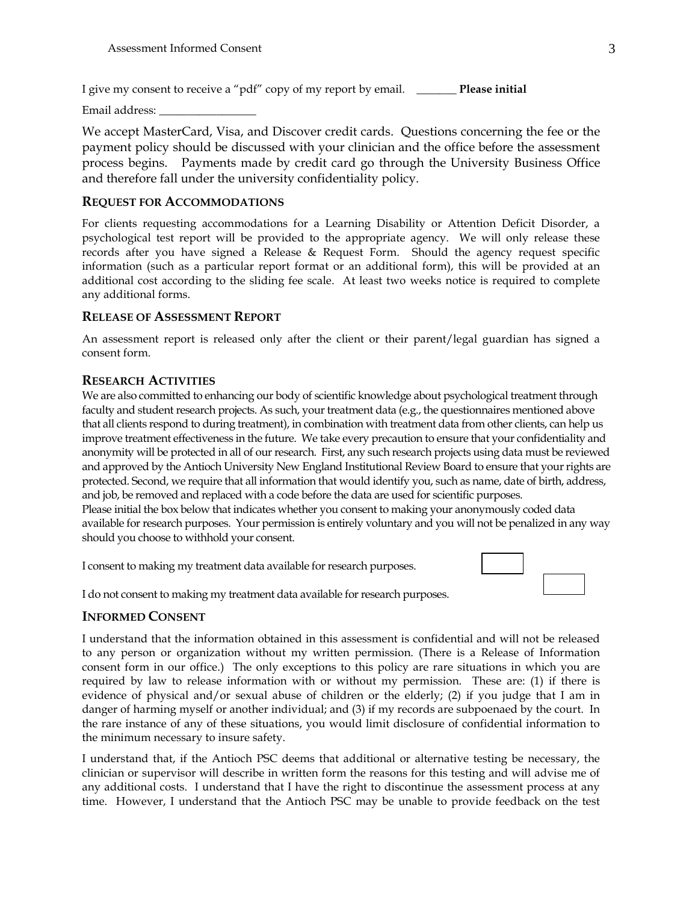I give my consent to receive a "pdf" copy of my report by email. _______ **Please initial**

Email address: _________________

We accept MasterCard, Visa, and Discover credit cards. Questions concerning the fee or the payment policy should be discussed with your clinician and the office before the assessment process begins. Payments made by credit card go through the University Business Office and therefore fall under the university confidentiality policy.

## REQUEST FOR ACCOMMODATIONS

For clients requesting accommodations for a Learning Disability or Attention Deficit Disorder, a psychological test report will be provided to the appropriate agency. We will only release these records after you have signed a Release & Request Form. Should the agency request specific information (such as a particular report format or an additional form), this will be provided at an additional cost according to the sliding fee scale. At least two weeks notice is required to complete any additional forms.

## RELEASE OF ASSESSMENT REPORT

An assessment report is released only after the client or their parent/legal guardian has signed a consent form.

## RESEARCH ACTIVITIES

We are also committed to enhancing our body of scientific knowledge about psychological treatment through faculty and student research projects. As such, your treatment data (e.g., the questionnaires mentioned above that all clients respond to during treatment), in combination with treatment data from other clients, can help us improve treatment effectiveness in the future. We take every precaution to ensure that your confidentiality and anonymity will be protected in all of our research. First, any such research projects using data must be reviewed and approved by the Antioch University New England Institutional Review Board to ensure that your rights are protected. Second, we require that all information that would identify you, such as name, date of birth, address, and job, be removed and replaced with a code before the data are used for scientific purposes.
Please initial the box below that indicates whether you consent to making your anonymously coded data available for research purposes. Your permission is entirely voluntary and you will not be penalized in any way should you choose to withhold your consent.

I consent to making my treatment data available for research purposes. ☐

I do not consent to making my treatment data available for research purposes. ☐

## INFORMED CONSENT

I understand that the information obtained in this assessment is confidential and will not be released to any person or organization without my written permission. (There is a Release of Information consent form in our office.) The only exceptions to this policy are rare situations in which you are required by law to release information with or without my permission. These are: (1) if there is evidence of physical and/or sexual abuse of children or the elderly; (2) if you judge that I am in danger of harming myself or another individual; and (3) if my records are subpoenaed by the court. In the rare instance of any of these situations, you would limit disclosure of confidential information to the minimum necessary to insure safety.

I understand that, if the Antioch PSC deems that additional or alternative testing be necessary, the clinician or supervisor will describe in written form the reasons for this testing and will advise me of any additional costs. I understand that I have the right to discontinue the assessment process at any time. However, I understand that the Antioch PSC may be unable to provide feedback on the test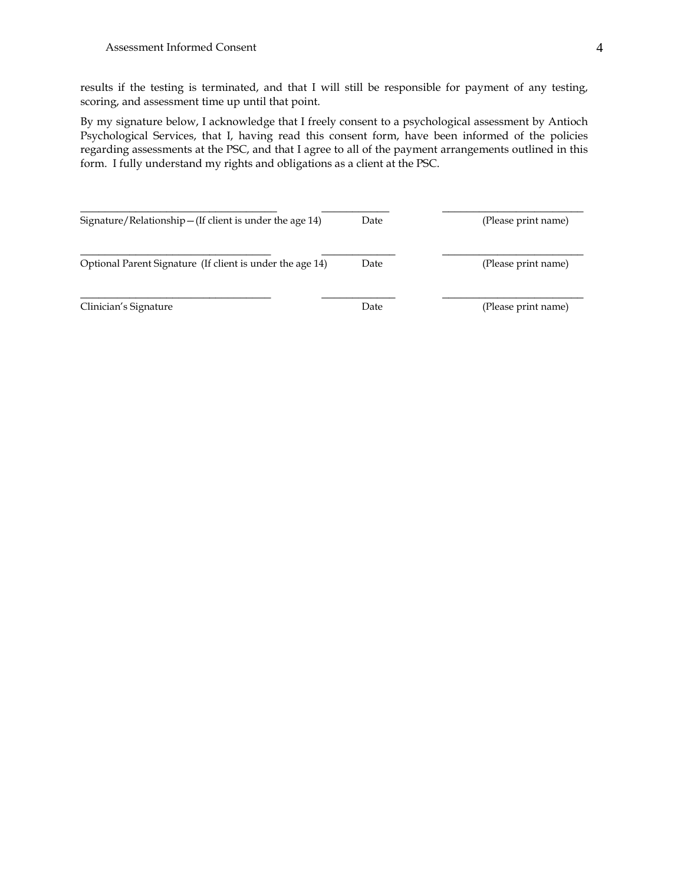results if the testing is terminated, and that I will still be responsible for payment of any testing, scoring, and assessment time up until that point.

By my signature below, I acknowledge that I freely consent to a psychological assessment by Antioch Psychological Services, that I, having read this consent form, have been informed of the policies regarding assessments at the PSC, and that I agree to all of the payment arrangements outlined in this form. I fully understand my rights and obligations as a client at the PSC.

_____________________________________ _____________ ___________________________

Signature/Relationship—(If client is under the age 14) Date (Please print name)

____________________________________ ______________ ___________________________

Optional Parent Signature (If client is under the age 14) Date (Please print name)

____________________________________ ______________ ___________________________

Clinician's Signature Date (Please print name)